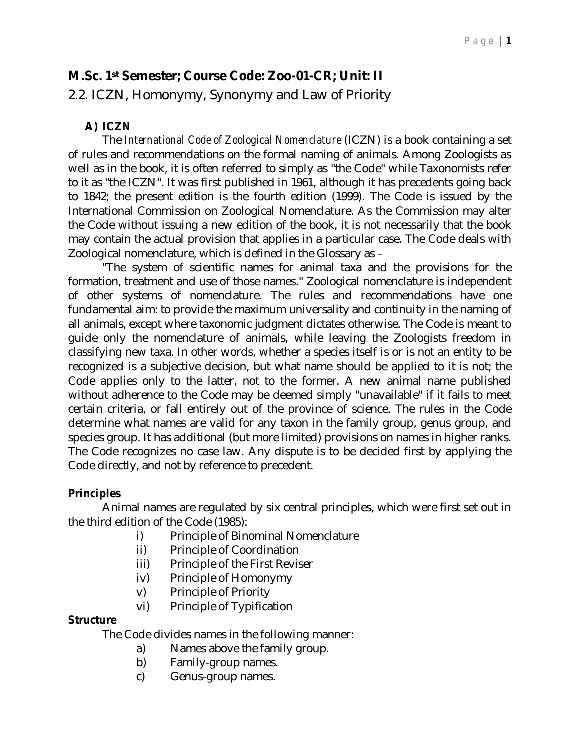## M.Sc. 1st Semester; Course Code: Zoo-01-CR; Unit: II

## 2.2. ICZN, Homonymy, Synonymy and Law of Priority

### A) ICZN

The *International Code of Zoological Nomenclature* (ICZN) is a book containing a set of rules and recommendations on the formal naming of animals. Among Zoologists as well as in the book, it is often referred to simply as "the Code" while Taxonomists refer to it as "the ICZN". It was first published in 1961, although it has precedents going back to 1842; the present edition is the fourth edition (1999). The Code is issued by the International Commission on Zoological Nomenclature. As the Commission may alter the Code without issuing a new edition of the book, it is not necessarily that the book may contain the actual provision that applies in a particular case. The Code deals with Zoological nomenclature, which is defined in the Glossary as –

"The system of scientific names for animal taxa and the provisions for the formation, treatment and use of those names." Zoological nomenclature is independent of other systems of nomenclature. The rules and recommendations have one fundamental aim: to provide the maximum universality and continuity in the naming of all animals, except where taxonomic judgment dictates otherwise. The Code is meant to guide only the nomenclature of animals, while leaving the Zoologists freedom in classifying new taxa. In other words, whether a species itself is or is not an entity to be recognized is a subjective decision, but what name should be applied to it is not; the Code applies only to the latter, not to the former. A new animal name published without adherence to the Code may be deemed simply "unavailable" if it fails to meet certain criteria, or fall entirely out of the province of science. The rules in the Code determine what names are valid for any taxon in the family group, genus group, and species group. It has additional (but more limited) provisions on names in higher ranks. The Code recognizes no case law. Any dispute is to be decided first by applying the Code directly, and not by reference to precedent.

**Principles**

Animal names are regulated by six central principles, which were first set out in the third edition of the Code (1985):

i) Principle of Binominal Nomenclature
ii) Principle of Coordination
iii) Principle of the First Reviser
iv) Principle of Homonymy
v) Principle of Priority
vi) Principle of Typification

**Structure**

The Code divides names in the following manner:

a) Names above the family group.
b) Family-group names.
c) Genus-group names.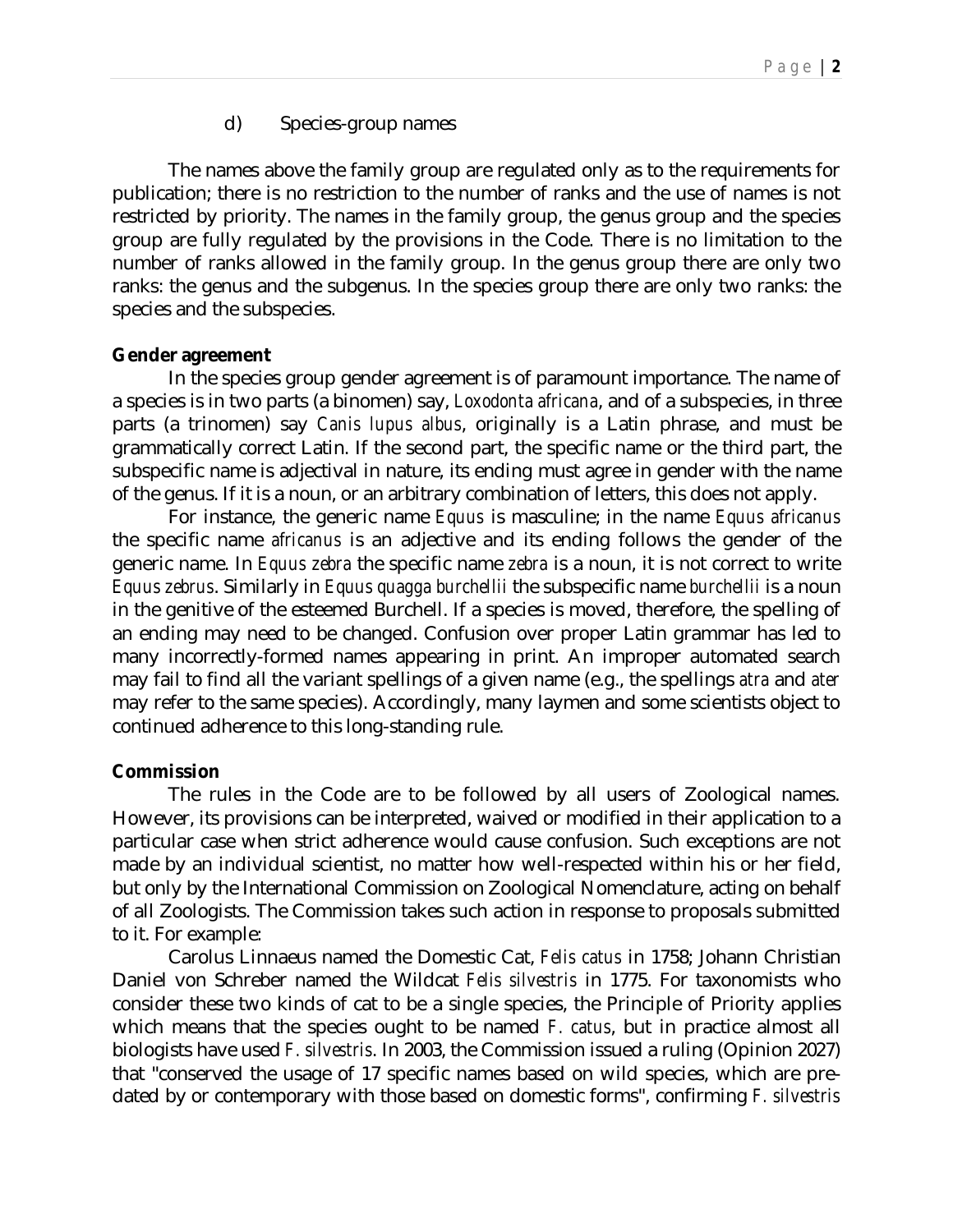d) Species-group names

The names above the family group are regulated only as to the requirements for publication; there is no restriction to the number of ranks and the use of names is not restricted by priority. The names in the family group, the genus group and the species group are fully regulated by the provisions in the Code. There is no limitation to the number of ranks allowed in the family group. In the genus group there are only two ranks: the genus and the subgenus. In the species group there are only two ranks: the species and the subspecies.

**Gender agreement**

In the species group gender agreement is of paramount importance. The name of a species is in two parts (a binomen) say, *Loxodonta africana*, and of a subspecies, in three parts (a trinomen) say *Canis lupus albus*, originally is a Latin phrase, and must be grammatically correct Latin. If the second part, the specific name or the third part, the subspecific name is adjectival in nature, its ending must agree in gender with the name of the genus. If it is a noun, or an arbitrary combination of letters, this does not apply.

For instance, the generic name *Equus* is masculine; in the name *Equus africanus* the specific name *africanus* is an adjective and its ending follows the gender of the generic name. In *Equus zebra* the specific name *zebra* is a noun, it is not correct to write *Equus zebrus*. Similarly in *Equus quagga burchellii* the subspecific name *burchellii* is a noun in the genitive of the esteemed Burchell. If a species is moved, therefore, the spelling of an ending may need to be changed. Confusion over proper Latin grammar has led to many incorrectly-formed names appearing in print. An improper automated search may fail to find all the variant spellings of a given name (e.g., the spellings *atra* and *ater* may refer to the same species). Accordingly, many laymen and some scientists object to continued adherence to this long-standing rule.

**Commission**

The rules in the Code are to be followed by all users of Zoological names. However, its provisions can be interpreted, waived or modified in their application to a particular case when strict adherence would cause confusion. Such exceptions are not made by an individual scientist, no matter how well-respected within his or her field, but only by the International Commission on Zoological Nomenclature, acting on behalf of all Zoologists. The Commission takes such action in response to proposals submitted to it. For example:

Carolus Linnaeus named the Domestic Cat, *Felis catus* in 1758; Johann Christian Daniel von Schreber named the Wildcat *Felis silvestris* in 1775. For taxonomists who consider these two kinds of cat to be a single species, the Principle of Priority applies which means that the species ought to be named *F. catus*, but in practice almost all biologists have used *F. silvestris*. In 2003, the Commission issued a ruling (Opinion 2027) that "conserved the usage of 17 specific names based on wild species, which are pre-dated by or contemporary with those based on domestic forms", confirming *F. silvestris*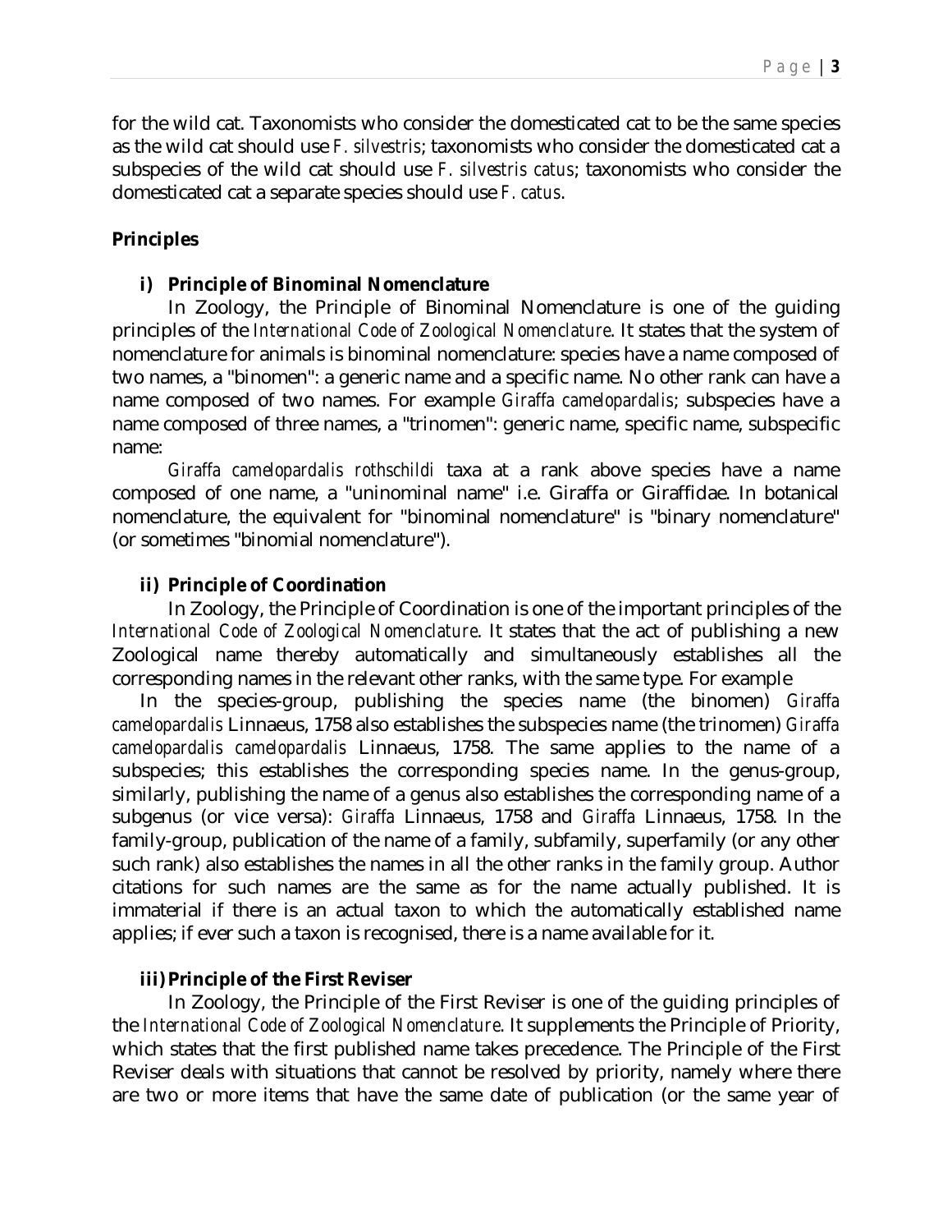for the wild cat. Taxonomists who consider the domesticated cat to be the same species as the wild cat should use *F. silvestris*; taxonomists who consider the domesticated cat a subspecies of the wild cat should use *F. silvestris catus*; taxonomists who consider the domesticated cat a separate species should use *F. catus*.

## Principles

### i) Principle of Binominal Nomenclature

In Zoology, the Principle of Binominal Nomenclature is one of the guiding principles of the *International Code of Zoological Nomenclature*. It states that the system of nomenclature for animals is binominal nomenclature: species have a name composed of two names, a "binomen": a generic name and a specific name. No other rank can have a name composed of two names. For example *Giraffa camelopardalis*; subspecies have a name composed of three names, a "trinomen": generic name, specific name, subspecific name:

*Giraffa camelopardalis rothschildi* taxa at a rank above species have a name composed of one name, a "uninominal name" i.e. Giraffa or Giraffidae. In botanical nomenclature, the equivalent for "binominal nomenclature" is "binary nomenclature" (or sometimes "binomial nomenclature").

### ii) Principle of Coordination

In Zoology, the Principle of Coordination is one of the important principles of the *International Code of Zoological Nomenclature*. It states that the act of publishing a new Zoological name thereby automatically and simultaneously establishes all the corresponding names in the relevant other ranks, with the same type. For example

In the species-group, publishing the species name (the binomen) *Giraffa camelopardalis* Linnaeus, 1758 also establishes the subspecies name (the trinomen) *Giraffa camelopardalis camelopardalis* Linnaeus, 1758. The same applies to the name of a subspecies; this establishes the corresponding species name. In the genus-group, similarly, publishing the name of a genus also establishes the corresponding name of a subgenus (or vice versa): *Giraffa* Linnaeus, 1758 and *Giraffa* Linnaeus, 1758. In the family-group, publication of the name of a family, subfamily, superfamily (or any other such rank) also establishes the names in all the other ranks in the family group. Author citations for such names are the same as for the name actually published. It is immaterial if there is an actual taxon to which the automatically established name applies; if ever such a taxon is recognised, there is a name available for it.

### iii) Principle of the First Reviser

In Zoology, the Principle of the First Reviser is one of the guiding principles of the *International Code of Zoological Nomenclature*. It supplements the Principle of Priority, which states that the first published name takes precedence. The Principle of the First Reviser deals with situations that cannot be resolved by priority, namely where there are two or more items that have the same date of publication (or the same year of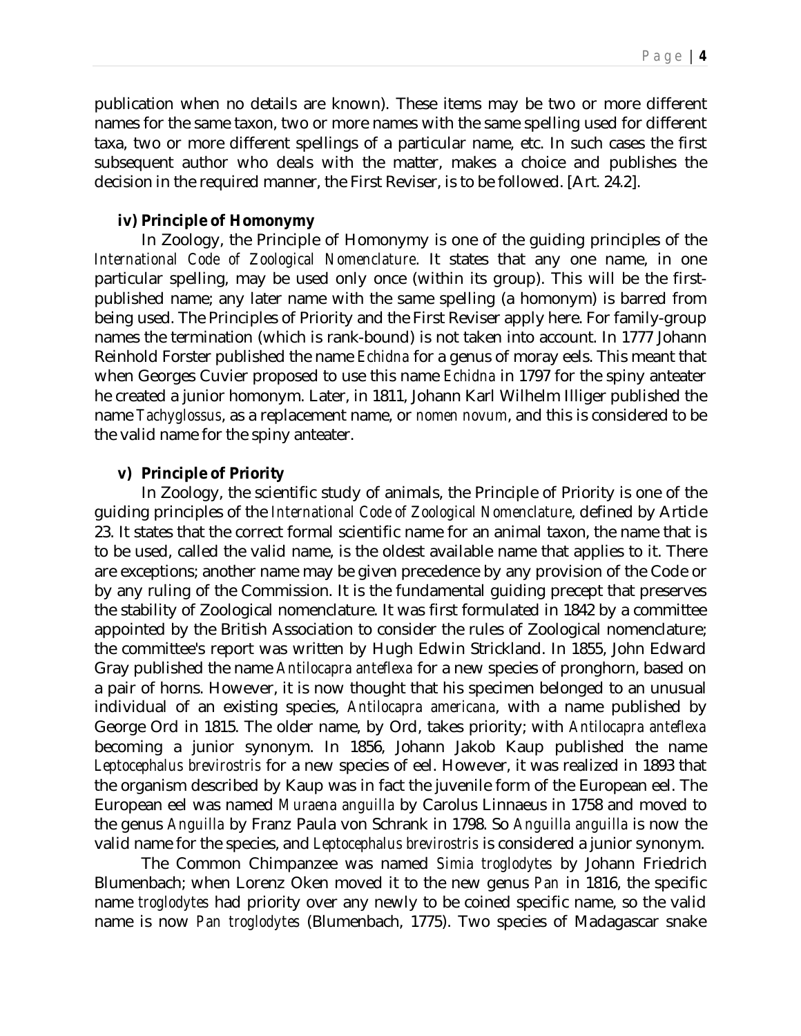publication when no details are known). These items may be two or more different names for the same taxon, two or more names with the same spelling used for different taxa, two or more different spellings of a particular name, etc. In such cases the first subsequent author who deals with the matter, makes a choice and publishes the decision in the required manner, the First Reviser, is to be followed. [Art. 24.2].

### iv) Principle of Homonymy

In Zoology, the Principle of Homonymy is one of the guiding principles of the *International Code of Zoological Nomenclature*. It states that any one name, in one particular spelling, may be used only once (within its group). This will be the first-published name; any later name with the same spelling (a homonym) is barred from being used. The Principles of Priority and the First Reviser apply here. For family-group names the termination (which is rank-bound) is not taken into account. In 1777 Johann Reinhold Forster published the name *Echidna* for a genus of moray eels. This meant that when Georges Cuvier proposed to use this name *Echidna* in 1797 for the spiny anteater he created a junior homonym. Later, in 1811, Johann Karl Wilhelm Illiger published the name *Tachyglossus*, as a replacement name, or *nomen novum*, and this is considered to be the valid name for the spiny anteater.

### v) Principle of Priority

In Zoology, the scientific study of animals, the Principle of Priority is one of the guiding principles of the *International Code of Zoological Nomenclature*, defined by Article 23. It states that the correct formal scientific name for an animal taxon, the name that is to be used, called the valid name, is the oldest available name that applies to it. There are exceptions; another name may be given precedence by any provision of the Code or by any ruling of the Commission. It is the fundamental guiding precept that preserves the stability of Zoological nomenclature. It was first formulated in 1842 by a committee appointed by the British Association to consider the rules of Zoological nomenclature; the committee's report was written by Hugh Edwin Strickland. In 1855, John Edward Gray published the name *Antilocapra anteflexa* for a new species of pronghorn, based on a pair of horns. However, it is now thought that his specimen belonged to an unusual individual of an existing species, *Antilocapra americana*, with a name published by George Ord in 1815. The older name, by Ord, takes priority; with *Antilocapra anteflexa* becoming a junior synonym. In 1856, Johann Jakob Kaup published the name *Leptocephalus brevirostris* for a new species of eel. However, it was realized in 1893 that the organism described by Kaup was in fact the juvenile form of the European eel. The European eel was named *Muraena anguilla* by Carolus Linnaeus in 1758 and moved to the genus *Anguilla* by Franz Paula von Schrank in 1798. So *Anguilla anguilla* is now the valid name for the species, and *Leptocephalus brevirostris* is considered a junior synonym.

The Common Chimpanzee was named *Simia troglodytes* by Johann Friedrich Blumenbach; when Lorenz Oken moved it to the new genus *Pan* in 1816, the specific name *troglodytes* had priority over any newly to be coined specific name, so the valid name is now *Pan troglodytes* (Blumenbach, 1775). Two species of Madagascar snake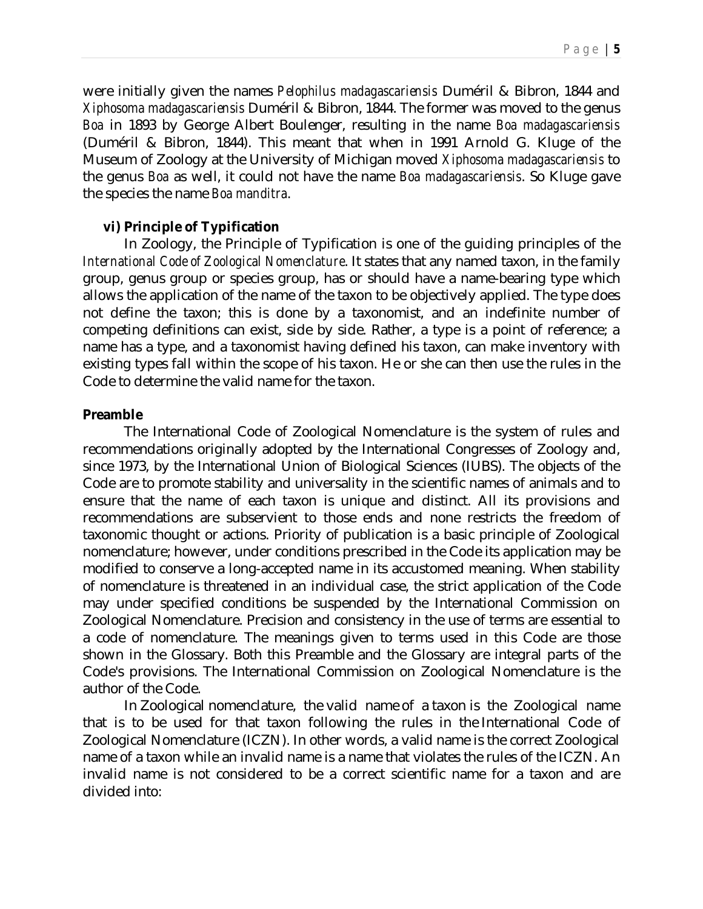were initially given the names *Pelophilus madagascariensis* Duméril & Bibron, 1844 and *Xiphosoma madagascariensis* Duméril & Bibron, 1844. The former was moved to the genus *Boa* in 1893 by George Albert Boulenger, resulting in the name *Boa madagascariensis* (Duméril & Bibron, 1844). This meant that when in 1991 Arnold G. Kluge of the Museum of Zoology at the University of Michigan moved *Xiphosoma madagascariensis* to the genus *Boa* as well, it could not have the name *Boa madagascariensis*. So Kluge gave the species the name *Boa manditra*.

**vi) Principle of Typification**

In Zoology, the Principle of Typification is one of the guiding principles of the *International Code of Zoological Nomenclature*. It states that any named taxon, in the family group, genus group or species group, has or should have a name-bearing type which allows the application of the name of the taxon to be objectively applied. The type does not define the taxon; this is done by a taxonomist, and an indefinite number of competing definitions can exist, side by side. Rather, a type is a point of reference; a name has a type, and a taxonomist having defined his taxon, can make inventory with existing types fall within the scope of his taxon. He or she can then use the rules in the Code to determine the valid name for the taxon.

**Preamble**

The International Code of Zoological Nomenclature is the system of rules and recommendations originally adopted by the International Congresses of Zoology and, since 1973, by the International Union of Biological Sciences (IUBS). The objects of the Code are to promote stability and universality in the scientific names of animals and to ensure that the name of each taxon is unique and distinct. All its provisions and recommendations are subservient to those ends and none restricts the freedom of taxonomic thought or actions. Priority of publication is a basic principle of Zoological nomenclature; however, under conditions prescribed in the Code its application may be modified to conserve a long-accepted name in its accustomed meaning. When stability of nomenclature is threatened in an individual case, the strict application of the Code may under specified conditions be suspended by the International Commission on Zoological Nomenclature. Precision and consistency in the use of terms are essential to a code of nomenclature. The meanings given to terms used in this Code are those shown in the Glossary. Both this Preamble and the Glossary are integral parts of the Code's provisions. The International Commission on Zoological Nomenclature is the author of the Code.

In Zoological nomenclature, the valid name of a taxon is the Zoological name that is to be used for that taxon following the rules in the International Code of Zoological Nomenclature (ICZN). In other words, a valid name is the correct Zoological name of a taxon while an invalid name is a name that violates the rules of the ICZN. An invalid name is not considered to be a correct scientific name for a taxon and are divided into: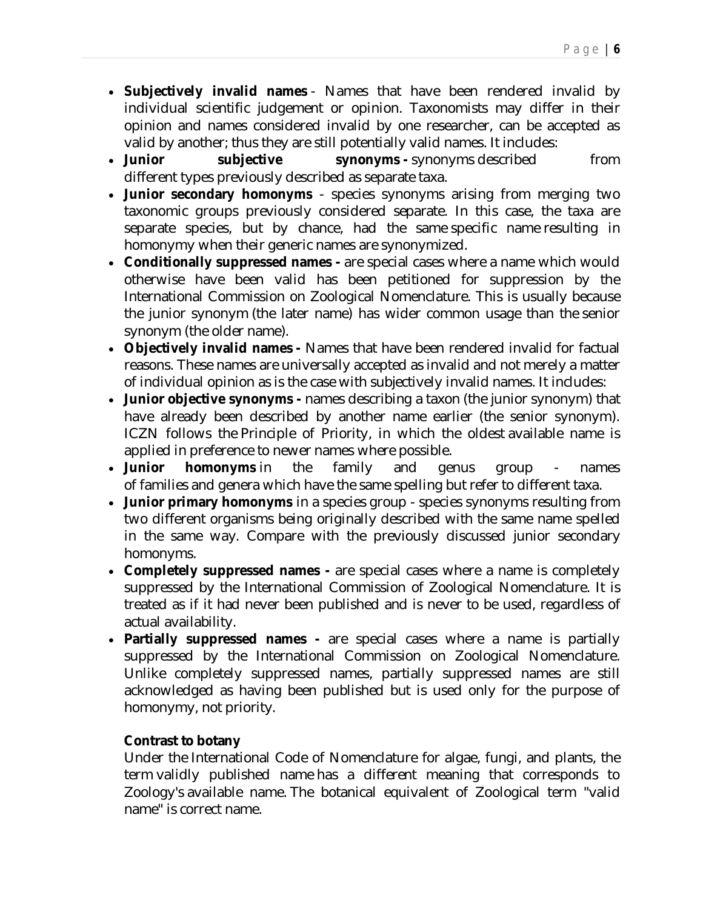- **Subjectively invalid names** - Names that have been rendered invalid by individual scientific judgement or opinion. Taxonomists may differ in their opinion and names considered invalid by one researcher, can be accepted as valid by another; thus they are still potentially valid names. It includes:
- **Junior subjective synonyms -** synonyms described from different types previously described as separate taxa.
- **Junior secondary homonyms** - species synonyms arising from merging two taxonomic groups previously considered separate. In this case, the taxa are separate species, but by chance, had the same specific name resulting in homonymy when their generic names are synonymized.
- **Conditionally suppressed names -** are special cases where a name which would otherwise have been valid has been petitioned for suppression by the International Commission on Zoological Nomenclature. This is usually because the junior synonym (the later name) has wider common usage than the senior synonym (the older name).
- **Objectively invalid names -** Names that have been rendered invalid for factual reasons. These names are universally accepted as invalid and not merely a matter of individual opinion as is the case with subjectively invalid names. It includes:
- **Junior objective synonyms -** names describing a taxon (the junior synonym) that have already been described by another name earlier (the senior synonym). ICZN follows the Principle of Priority, in which the oldest available name is applied in preference to newer names where possible.
- **Junior homonyms** in the family and genus group - names of families and genera which have the same spelling but refer to different taxa.
- **Junior primary homonyms** in a species group - species synonyms resulting from two different organisms being originally described with the same name spelled in the same way. Compare with the previously discussed junior secondary homonyms.
- **Completely suppressed names -** are special cases where a name is completely suppressed by the International Commission of Zoological Nomenclature. It is treated as if it had never been published and is never to be used, regardless of actual availability.
- **Partially suppressed names -** are special cases where a name is partially suppressed by the International Commission on Zoological Nomenclature. Unlike completely suppressed names, partially suppressed names are still acknowledged as having been published but is used only for the purpose of homonymy, not priority.

**Contrast to botany**

Under the International Code of Nomenclature for algae, fungi, and plants, the term validly published name has a different meaning that corresponds to Zoology's available name. The botanical equivalent of Zoological term "valid name" is correct name.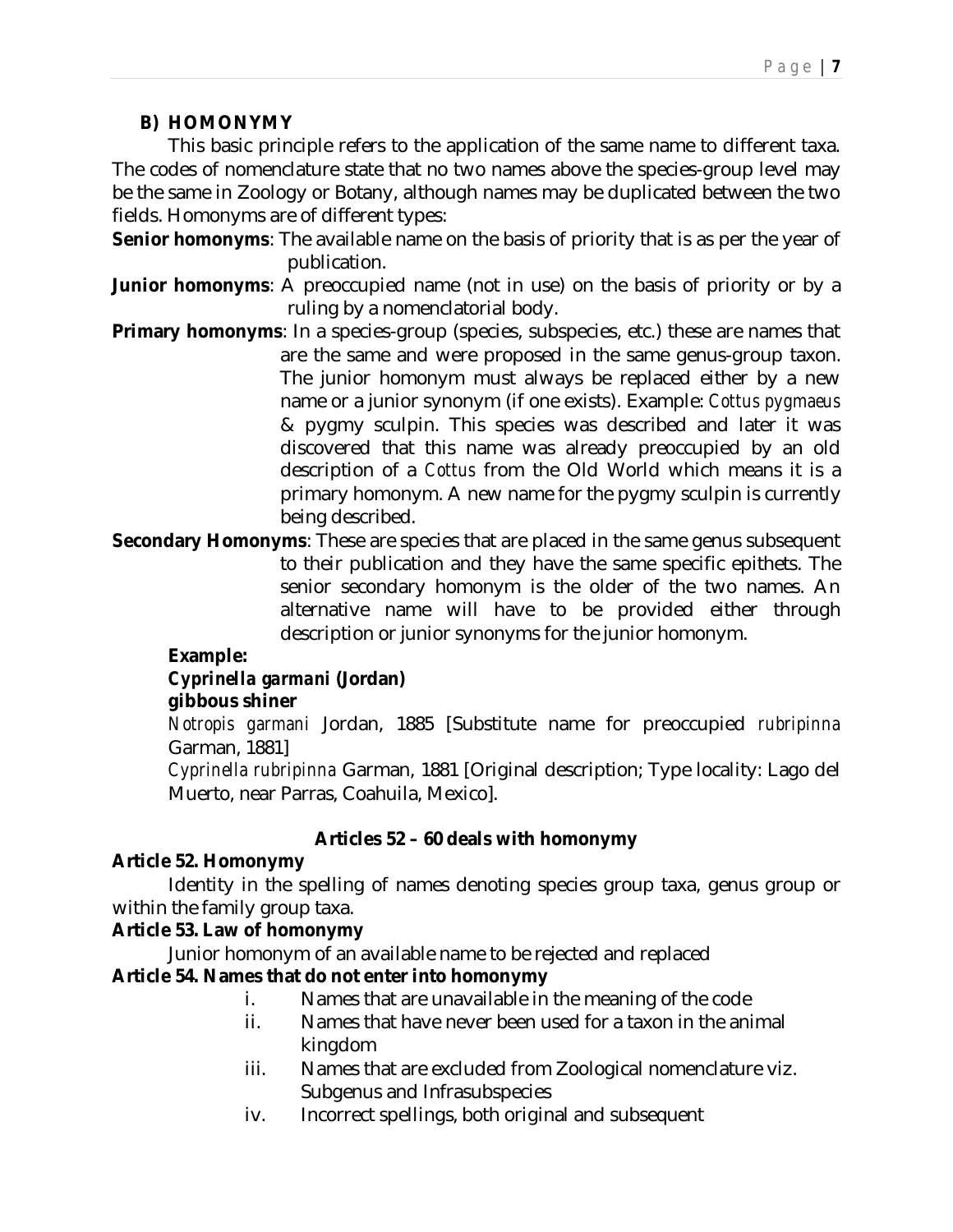## B) HOMONYMY

This basic principle refers to the application of the same name to different taxa. The codes of nomenclature state that no two names above the species-group level may be the same in Zoology or Botany, although names may be duplicated between the two fields. Homonyms are of different types:

**Senior homonyms**: The available name on the basis of priority that is as per the year of publication.

**Junior homonyms**: A preoccupied name (not in use) on the basis of priority or by a ruling by a nomenclatorial body.

**Primary homonyms**: In a species-group (species, subspecies, etc.) these are names that are the same and were proposed in the same genus-group taxon. The junior homonym must always be replaced either by a new name or a junior synonym (if one exists). Example: *Cottus pygmaeus* & pygmy sculpin. This species was described and later it was discovered that this name was already preoccupied by an old description of a *Cottus* from the Old World which means it is a primary homonym. A new name for the pygmy sculpin is currently being described.

**Secondary Homonyms**: These are species that are placed in the same genus subsequent to their publication and they have the same specific epithets. The senior secondary homonym is the older of the two names. An alternative name will have to be provided either through description or junior synonyms for the junior homonym.

**Example:**

***Cyprinella garmani* (Jordan)**

**gibbous shiner**

*Notropis garmani* Jordan, 1885 [Substitute name for preoccupied *rubripinna* Garman, 1881]

*Cyprinella rubripinna* Garman, 1881 [Original description; Type locality: Lago del Muerto, near Parras, Coahuila, Mexico].

**Articles 52 – 60 deals with homonymy**

**Article 52. Homonymy**

Identity in the spelling of names denoting species group taxa, genus group or within the family group taxa.

**Article 53. Law of homonymy**

Junior homonym of an available name to be rejected and replaced

**Article 54. Names that do not enter into homonymy**

i. Names that are unavailable in the meaning of the code
ii. Names that have never been used for a taxon in the animal kingdom
iii. Names that are excluded from Zoological nomenclature viz. Subgenus and Infrasubspecies
iv. Incorrect spellings, both original and subsequent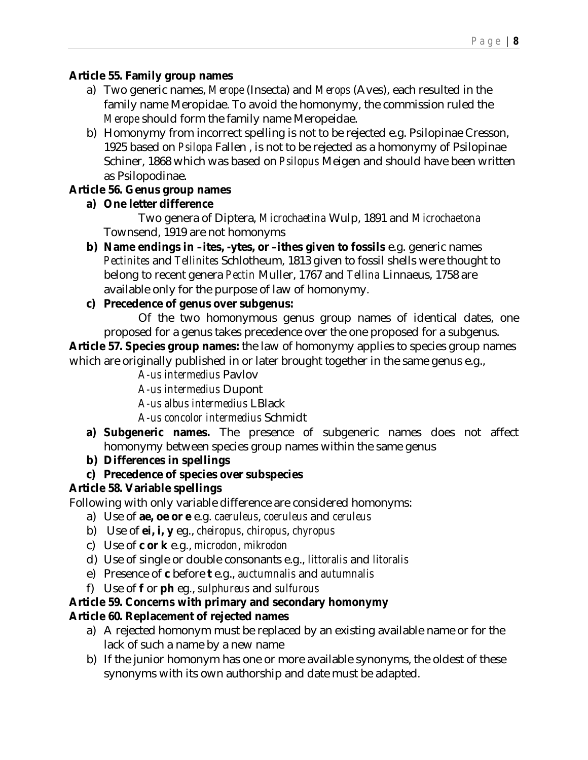**Article 55. Family group names**

a) Two generic names, *Merope* (Insecta) and *Merops* (Aves), each resulted in the family name Meropidae. To avoid the homonymy, the commission ruled the *Merope* should form the family name Meropeidae.

b) Homonymy from incorrect spelling is not to be rejected e.g. Psilopinae Cresson, 1925 based on *Psilopa* Fallen , is not to be rejected as a homonymy of Psilopinae Schiner, 1868 which was based on *Psilopus* Meigen and should have been written as Psilopodinae.

**Article 56. Genus group names**

**a) One letter difference**

Two genera of Diptera, *Microchaetina* Wulp, 1891 and *Microchaetona* Townsend, 1919 are not homonyms

**b) Name endings in –ites, -ytes, or –ithes given to fossils** e.g. generic names *Pectinites* and *Tellinites* Schlotheum, 1813 given to fossil shells were thought to belong to recent genera *Pectin* Muller, 1767 and *Tellina* Linnaeus, 1758 are available only for the purpose of law of homonymy.

**c) Precedence of genus over subgenus:**

Of the two homonymous genus group names of identical dates, one proposed for a genus takes precedence over the one proposed for a subgenus.

**Article 57. Species group names:** the law of homonymy applies to species group names which are originally published in or later brought together in the same genus e.g.,

*A-us intermedius* Pavlov
*A-us intermedius* Dupont
*A-us albus intermedius* LBlack
*A-us concolor intermedius* Schmidt

**a) Subgeneric names.** The presence of subgeneric names does not affect homonymy between species group names within the same genus

**b) Differences in spellings**

**c) Precedence of species over subspecies**

**Article 58. Variable spellings**

Following with only variable difference are considered homonyms:

a) Use of **ae, oe or e** e.g. *caeruleus*, *coeruleus* and *ceruleus*

b) Use of **ei, i, y** eg., *cheiropus*, *chiropus*, *chyropus*

c) Use of **c or k** e.g., *microdon*, *mikrodon*

d) Use of single or double consonants e.g., *littoralis* and *litoralis*

e) Presence of **c** before **t** e.g., *auctumnalis* and *autumnalis*

f) Use of **f** or **ph** eg., *sulphureus* and *sulfurous*

**Article 59. Concerns with primary and secondary homonymy**

**Article 60. Replacement of rejected names**

a) A rejected homonym must be replaced by an existing available name or for the lack of such a name by a new name

b) If the junior homonym has one or more available synonyms, the oldest of these synonyms with its own authorship and date must be adapted.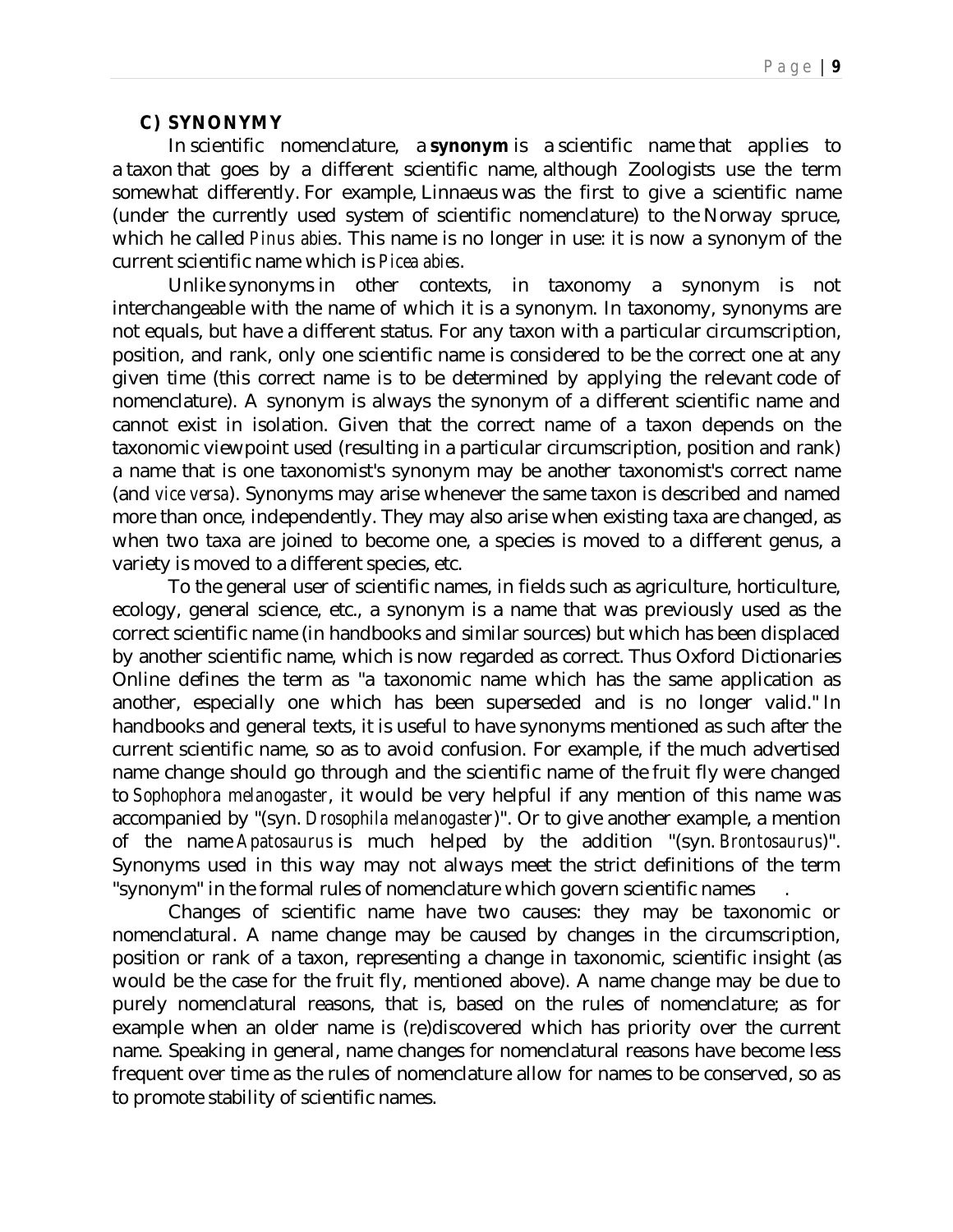## C) SYNONYMY

In scientific nomenclature, a **synonym** is a scientific name that applies to a taxon that goes by a different scientific name, although Zoologists use the term somewhat differently. For example, Linnaeus was the first to give a scientific name (under the currently used system of scientific nomenclature) to the Norway spruce, which he called *Pinus abies*. This name is no longer in use: it is now a synonym of the current scientific name which is *Picea abies*.

Unlike synonyms in other contexts, in taxonomy a synonym is not interchangeable with the name of which it is a synonym. In taxonomy, synonyms are not equals, but have a different status. For any taxon with a particular circumscription, position, and rank, only one scientific name is considered to be the correct one at any given time (this correct name is to be determined by applying the relevant code of nomenclature). A synonym is always the synonym of a different scientific name and cannot exist in isolation. Given that the correct name of a taxon depends on the taxonomic viewpoint used (resulting in a particular circumscription, position and rank) a name that is one taxonomist's synonym may be another taxonomist's correct name (and *vice versa*). Synonyms may arise whenever the same taxon is described and named more than once, independently. They may also arise when existing taxa are changed, as when two taxa are joined to become one, a species is moved to a different genus, a variety is moved to a different species, etc.

To the general user of scientific names, in fields such as agriculture, horticulture, ecology, general science, etc., a synonym is a name that was previously used as the correct scientific name (in handbooks and similar sources) but which has been displaced by another scientific name, which is now regarded as correct. Thus Oxford Dictionaries Online defines the term as "a taxonomic name which has the same application as another, especially one which has been superseded and is no longer valid." In handbooks and general texts, it is useful to have synonyms mentioned as such after the current scientific name, so as to avoid confusion. For example, if the much advertised name change should go through and the scientific name of the fruit fly were changed to *Sophophora melanogaster*, it would be very helpful if any mention of this name was accompanied by "(syn. *Drosophila melanogaster*)". Or to give another example, a mention of the name *Apatosaurus* is much helped by the addition "(syn. *Brontosaurus*)". Synonyms used in this way may not always meet the strict definitions of the term "synonym" in the formal rules of nomenclature which govern scientific names.

Changes of scientific name have two causes: they may be taxonomic or nomenclatural. A name change may be caused by changes in the circumscription, position or rank of a taxon, representing a change in taxonomic, scientific insight (as would be the case for the fruit fly, mentioned above). A name change may be due to purely nomenclatural reasons, that is, based on the rules of nomenclature; as for example when an older name is (re)discovered which has priority over the current name. Speaking in general, name changes for nomenclatural reasons have become less frequent over time as the rules of nomenclature allow for names to be conserved, so as to promote stability of scientific names.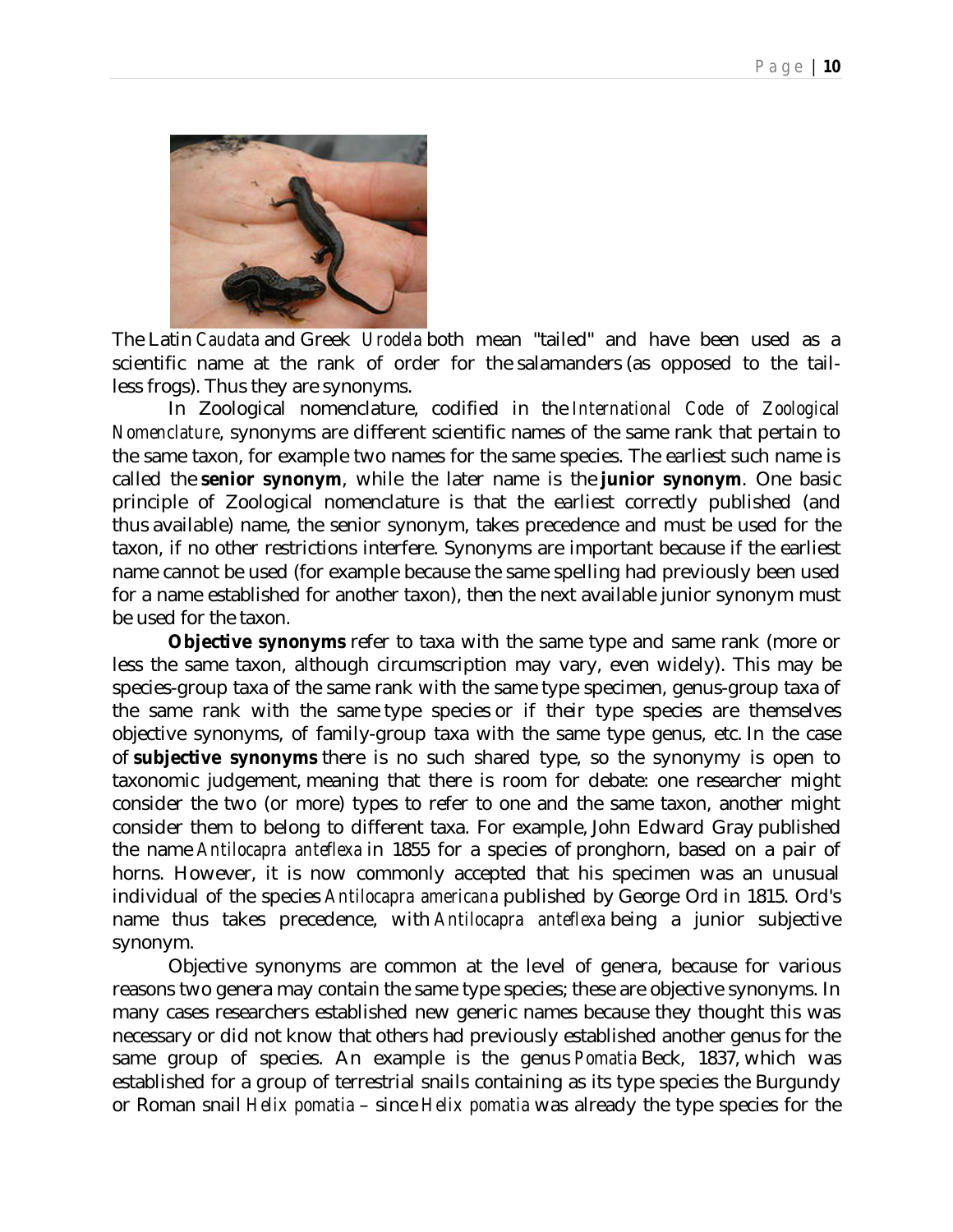The Latin *Caudata* and Greek *Urodela* both mean "tailed" and have been used as a scientific name at the rank of order for the salamanders (as opposed to the tail-less frogs). Thus they are synonyms.

In Zoological nomenclature, codified in the *International Code of Zoological Nomenclature*, synonyms are different scientific names of the same rank that pertain to the same taxon, for example two names for the same species. The earliest such name is called the **senior synonym**, while the later name is the **junior synonym**. One basic principle of Zoological nomenclature is that the earliest correctly published (and thus available) name, the senior synonym, takes precedence and must be used for the taxon, if no other restrictions interfere. Synonyms are important because if the earliest name cannot be used (for example because the same spelling had previously been used for a name established for another taxon), then the next available junior synonym must be used for the taxon.

**Objective synonyms** refer to taxa with the same type and same rank (more or less the same taxon, although circumscription may vary, even widely). This may be species-group taxa of the same rank with the same type specimen, genus-group taxa of the same rank with the same type species or if their type species are themselves objective synonyms, of family-group taxa with the same type genus, etc. In the case of **subjective synonyms** there is no such shared type, so the synonymy is open to taxonomic judgement, meaning that there is room for debate: one researcher might consider the two (or more) types to refer to one and the same taxon, another might consider them to belong to different taxa. For example, John Edward Gray published the name *Antilocapra anteflexa* in 1855 for a species of pronghorn, based on a pair of horns. However, it is now commonly accepted that his specimen was an unusual individual of the species *Antilocapra americana* published by George Ord in 1815. Ord's name thus takes precedence, with *Antilocapra anteflexa* being a junior subjective synonym.

Objective synonyms are common at the level of genera, because for various reasons two genera may contain the same type species; these are objective synonyms. In many cases researchers established new generic names because they thought this was necessary or did not know that others had previously established another genus for the same group of species. An example is the genus *Pomatia* Beck, 1837, which was established for a group of terrestrial snails containing as its type species the Burgundy or Roman snail *Helix pomatia* – since *Helix pomatia* was already the type species for the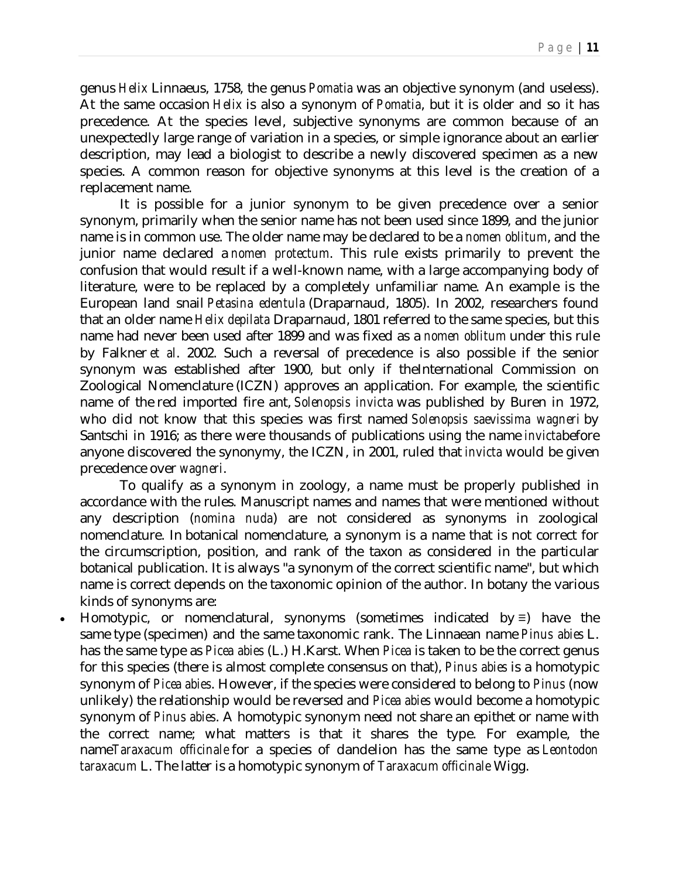genus *Helix* Linnaeus, 1758, the genus *Pomatia* was an objective synonym (and useless). At the same occasion *Helix* is also a synonym of *Pomatia*, but it is older and so it has precedence. At the species level, subjective synonyms are common because of an unexpectedly large range of variation in a species, or simple ignorance about an earlier description, may lead a biologist to describe a newly discovered specimen as a new species. A common reason for objective synonyms at this level is the creation of a replacement name.

It is possible for a junior synonym to be given precedence over a senior synonym, primarily when the senior name has not been used since 1899, and the junior name is in common use. The older name may be declared to be a *nomen oblitum*, and the junior name declared a *nomen protectum*. This rule exists primarily to prevent the confusion that would result if a well-known name, with a large accompanying body of literature, were to be replaced by a completely unfamiliar name. An example is the European land snail *Petasina edentula* (Draparnaud, 1805). In 2002, researchers found that an older name *Helix depilata* Draparnaud, 1801 referred to the same species, but this name had never been used after 1899 and was fixed as a *nomen oblitum* under this rule by Falkner *et al*. 2002. Such a reversal of precedence is also possible if the senior synonym was established after 1900, but only if theInternational Commission on Zoological Nomenclature (ICZN) approves an application. For example, the scientific name of the red imported fire ant, *Solenopsis invicta* was published by Buren in 1972, who did not know that this species was first named *Solenopsis saevissima wagneri* by Santschi in 1916; as there were thousands of publications using the name *invicta*before anyone discovered the synonymy, the ICZN, in 2001, ruled that *invicta* would be given precedence over *wagneri*.

To qualify as a synonym in zoology, a name must be properly published in accordance with the rules. Manuscript names and names that were mentioned without any description (*nomina nuda*) are not considered as synonyms in zoological nomenclature. In botanical nomenclature, a synonym is a name that is not correct for the circumscription, position, and rank of the taxon as considered in the particular botanical publication. It is always "a synonym of the correct scientific name", but which name is correct depends on the taxonomic opinion of the author. In botany the various kinds of synonyms are:

- Homotypic, or nomenclatural, synonyms (sometimes indicated by ≡) have the same type (specimen) and the same taxonomic rank. The Linnaean name *Pinus abies* L. has the same type as *Picea abies* (L.) H.Karst. When *Picea* is taken to be the correct genus for this species (there is almost complete consensus on that), *Pinus abies* is a homotypic synonym of *Picea abies*. However, if the species were considered to belong to *Pinus* (now unlikely) the relationship would be reversed and *Picea abies* would become a homotypic synonym of *Pinus abies*. A homotypic synonym need not share an epithet or name with the correct name; what matters is that it shares the type. For example, the name*Taraxacum officinale* for a species of dandelion has the same type as *Leontodon taraxacum* L. The latter is a homotypic synonym of *Taraxacum officinale* Wigg.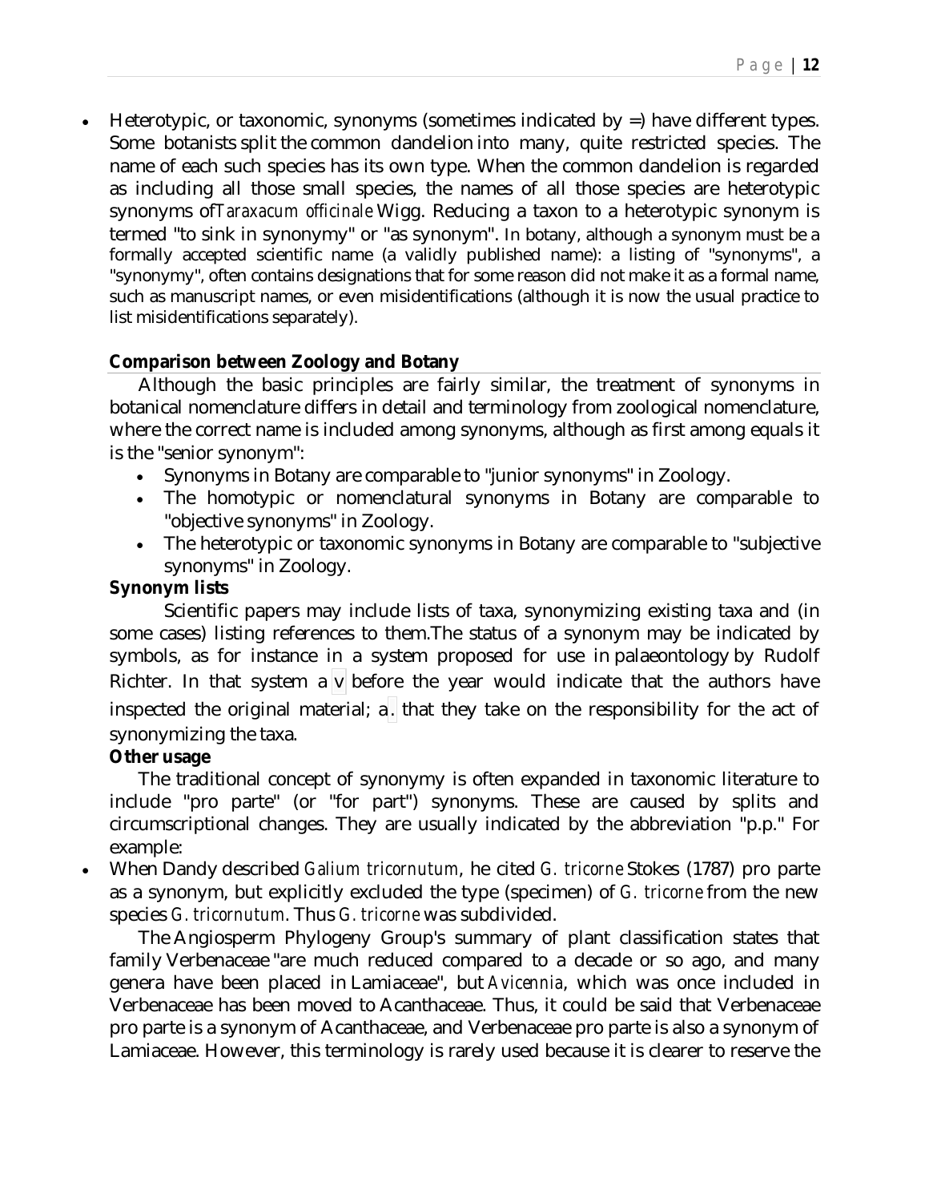- Heterotypic, or taxonomic, synonyms (sometimes indicated by =) have different types. Some botanists split the common dandelion into many, quite restricted species. The name of each such species has its own type. When the common dandelion is regarded as including all those small species, the names of all those species are heterotypic synonyms of*Taraxacum officinale* Wigg. Reducing a taxon to a heterotypic synonym is termed "to sink in synonymy" or "as synonym". In botany, although a synonym must be a formally accepted scientific name (a validly published name): a listing of "synonyms", a "synonymy", often contains designations that for some reason did not make it as a formal name, such as manuscript names, or even misidentifications (although it is now the usual practice to list misidentifications separately).

**Comparison between Zoology and Botany**

Although the basic principles are fairly similar, the treatment of synonyms in botanical nomenclature differs in detail and terminology from zoological nomenclature, where the correct name is included among synonyms, although as first among equals it is the "senior synonym":

- Synonyms in Botany are comparable to "junior synonyms" in Zoology.
- The homotypic or nomenclatural synonyms in Botany are comparable to "objective synonyms" in Zoology.
- The heterotypic or taxonomic synonyms in Botany are comparable to "subjective synonyms" in Zoology.

**Synonym lists**

Scientific papers may include lists of taxa, synonymizing existing taxa and (in some cases) listing references to them.The status of a synonym may be indicated by symbols, as for instance in a system proposed for use in palaeontology by Rudolf Richter. In that system a v before the year would indicate that the authors have inspected the original material; a. that they take on the responsibility for the act of synonymizing the taxa.

**Other usage**

The traditional concept of synonymy is often expanded in taxonomic literature to include "pro parte" (or "for part") synonyms. These are caused by splits and circumscriptional changes. They are usually indicated by the abbreviation "p.p." For example:

- When Dandy described *Galium tricornutum*, he cited *G. tricorne* Stokes (1787) pro parte as a synonym, but explicitly excluded the type (specimen) of *G. tricorne* from the new species *G. tricornutum*. Thus *G. tricorne* was subdivided.

The Angiosperm Phylogeny Group's summary of plant classification states that family Verbenaceae "are much reduced compared to a decade or so ago, and many genera have been placed in Lamiaceae", but *Avicennia*, which was once included in Verbenaceae has been moved to Acanthaceae. Thus, it could be said that Verbenaceae pro parte is a synonym of Acanthaceae, and Verbenaceae pro parte is also a synonym of Lamiaceae. However, this terminology is rarely used because it is clearer to reserve the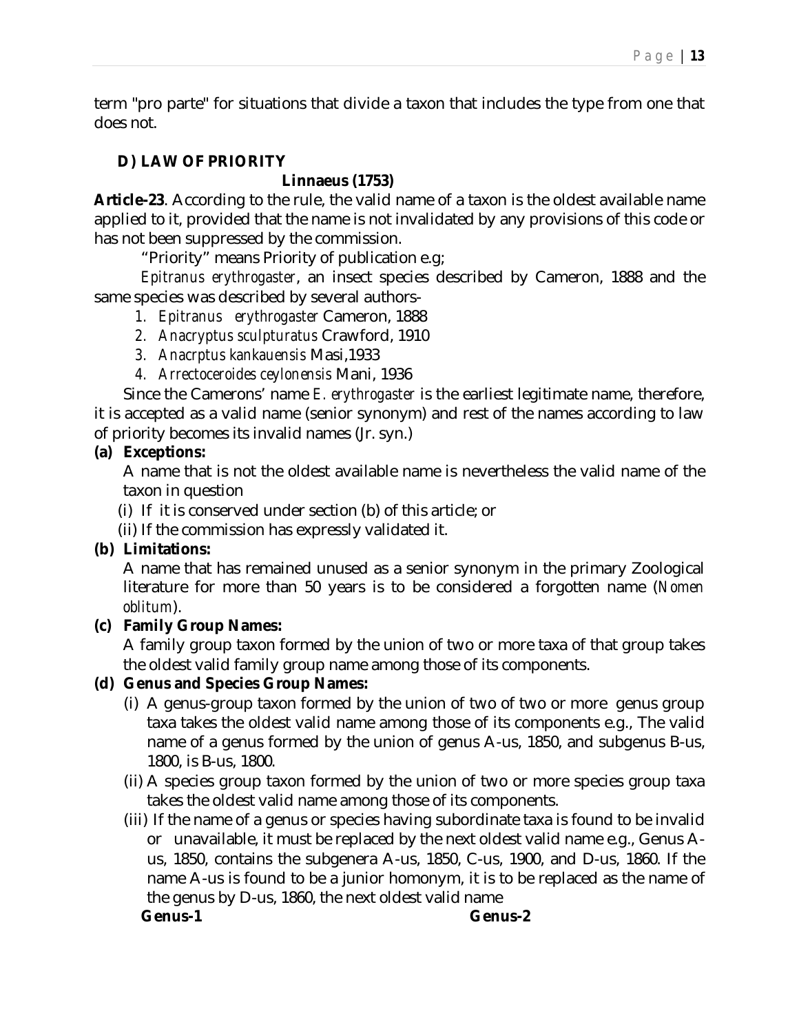term "pro parte" for situations that divide a taxon that includes the type from one that does not.

### D) LAW OF PRIORITY

**Linnaeus (1753)**

**Article-23**. According to the rule, the valid name of a taxon is the oldest available name applied to it, provided that the name is not invalidated by any provisions of this code or has not been suppressed by the commission.

"Priority" means Priority of publication e.g;

*Epitranus erythrogaster*, an insect species described by Cameron, 1888 and the same species was described by several authors-

1. *Epitranus erythrogaster* Cameron, 1888
2. *Anacryptus sculpturatus* Crawford, 1910
3. *Anacrptus kankauensis* Masi,1933
4. *Arrectoceroides ceylonensis* Mani, 1936

Since the Camerons' name *E. erythrogaster* is the earliest legitimate name, therefore, it is accepted as a valid name (senior synonym) and rest of the names according to law of priority becomes its invalid names (Jr. syn.)

**(a) Exceptions:**

A name that is not the oldest available name is nevertheless the valid name of the taxon in question

(i) If it is conserved under section (b) of this article; or

(ii) If the commission has expressly validated it.

**(b) Limitations:**

A name that has remained unused as a senior synonym in the primary Zoological literature for more than 50 years is to be considered a forgotten name (*Nomen oblitum*).

**(c) Family Group Names:**

A family group taxon formed by the union of two or more taxa of that group takes the oldest valid family group name among those of its components.

**(d) Genus and Species Group Names:**

(i) A genus-group taxon formed by the union of two of two or more genus group taxa takes the oldest valid name among those of its components e.g., The valid name of a genus formed by the union of genus A-us, 1850, and subgenus B-us, 1800, is B-us, 1800.

(ii) A species group taxon formed by the union of two or more species group taxa takes the oldest valid name among those of its components.

(iii) If the name of a genus or species having subordinate taxa is found to be invalid or unavailable, it must be replaced by the next oldest valid name e.g., Genus A-us, 1850, contains the subgenera A-us, 1850, C-us, 1900, and D-us, 1860. If the name A-us is found to be a junior homonym, it is to be replaced as the name of the genus by D-us, 1860, the next oldest valid name

**Genus-1** **Genus-2**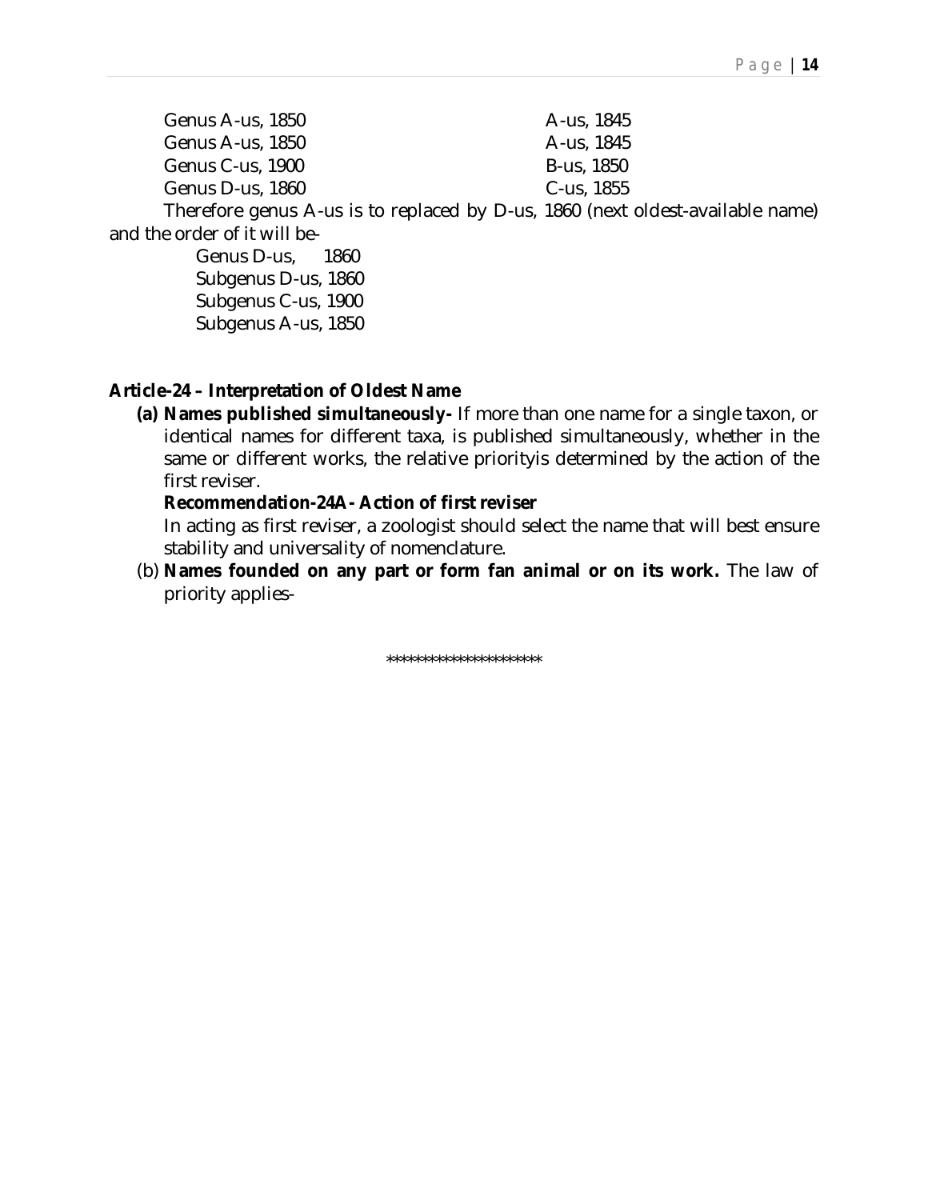| | |
|---|---|
| Genus A-us, 1850 | A-us, 1845 |
| Genus A-us, 1850 | A-us, 1845 |
| Genus C-us, 1900 | B-us, 1850 |
| Genus D-us, 1860 | C-us, 1855 |

Therefore genus A-us is to replaced by D-us, 1860 (next oldest-available name) and the order of it will be-

Genus D-us, 1860
Subgenus D-us, 1860
Subgenus C-us, 1900
Subgenus A-us, 1850

**Article-24 – Interpretation of Oldest Name**

**(a) Names published simultaneously-** If more than one name for a single taxon, or identical names for different taxa, is published simultaneously, whether in the same or different works, the relative priorityis determined by the action of the first reviser.

**Recommendation-24A- Action of first reviser**

In acting as first reviser, a zoologist should select the name that will best ensure stability and universality of nomenclature.

(b) **Names founded on any part or form fan animal or on its work.** The law of priority applies-

*********************